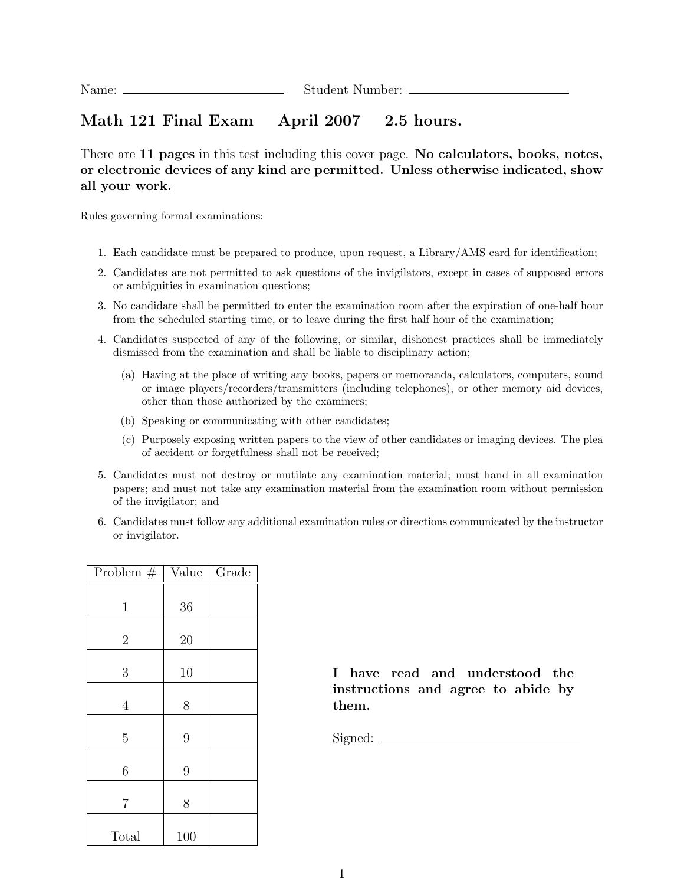Name: \_\_\_\_\_\_\_\_\_\_\_\_\_\_\_\_\_\_\_\_ Student Number: \_\_\_\_\_\_\_\_\_\_\_\_\_\_\_\_\_\_\_\_

# Math 121 Final Exam April 2007 2.5 hours.

There are **11 pages** in this test including this cover page. **No calculators, books, notes, or electronic devices of any kind are permitted. Unless otherwise indicated, show all your work.**

Rules governing formal examinations:

1. Each candidate must be prepared to produce, upon request, a Library/AMS card for identification;
2. Candidates are not permitted to ask questions of the invigilators, except in cases of supposed errors or ambiguities in examination questions;
3. No candidate shall be permitted to enter the examination room after the expiration of one-half hour from the scheduled starting time, or to leave during the first half hour of the examination;
4. Candidates suspected of any of the following, or similar, dishonest practices shall be immediately dismissed from the examination and shall be liable to disciplinary action;
   (a) Having at the place of writing any books, papers or memoranda, calculators, computers, sound or image players/recorders/transmitters (including telephones), or other memory aid devices, other than those authorized by the examiners;
   (b) Speaking or communicating with other candidates;
   (c) Purposely exposing written papers to the view of other candidates or imaging devices. The plea of accident or forgetfulness shall not be received;
5. Candidates must not destroy or mutilate any examination material; must hand in all examination papers; and must not take any examination material from the examination room without permission of the invigilator; and
6. Candidates must follow any additional examination rules or directions communicated by the instructor or invigilator.

| Problem # | Value | Grade |
|---|---|---|
| 1 | 36 | |
| 2 | 20 | |
| 3 | 10 | |
| 4 | 8 | |
| 5 | 9 | |
| 6 | 9 | |
| 7 | 8 | |
| Total | 100 | |

**I have read and understood the instructions and agree to abide by them.**

Signed: \_\_\_\_\_\_\_\_\_\_\_\_\_\_\_\_\_\_\_\_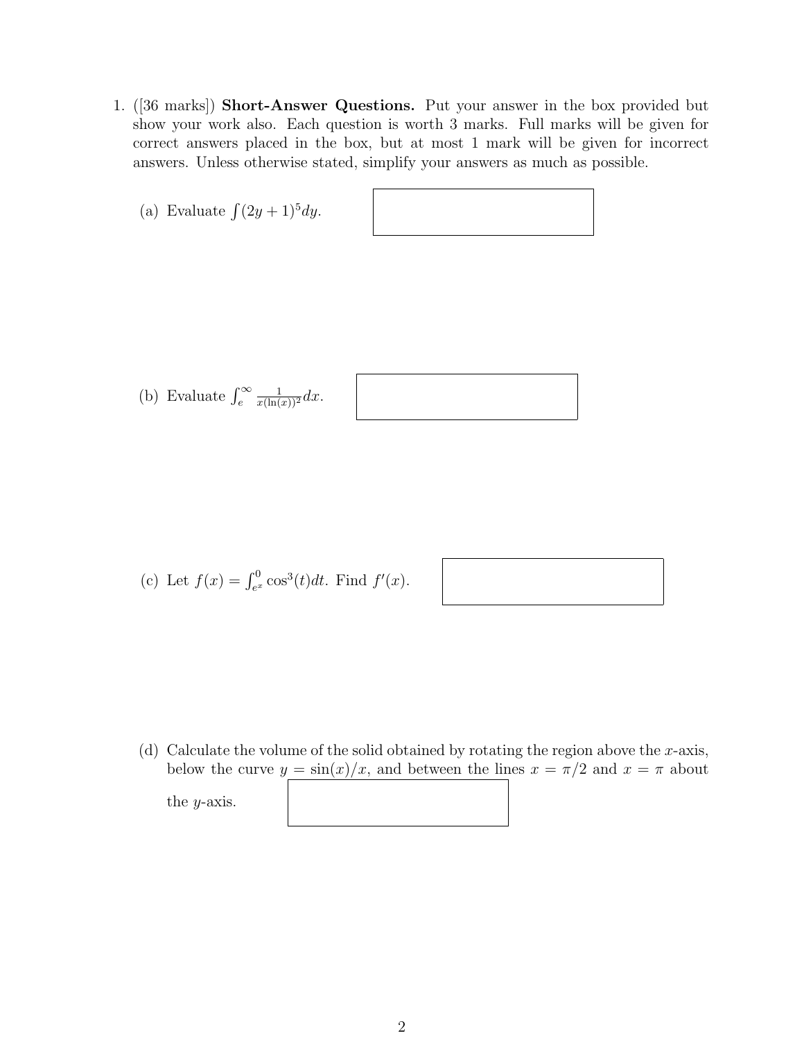1. ([36 marks]) **Short-Answer Questions.** Put your answer in the box provided but show your work also. Each question is worth 3 marks. Full marks will be given for correct answers placed in the box, but at most 1 mark will be given for incorrect answers. Unless otherwise stated, simplify your answers as much as possible.

   (a) Evaluate $\int (2y+1)^5 dy$.

   (b) Evaluate $\int_e^\infty \frac{1}{x(\ln(x))^2} dx$.

   (c) Let $f(x) = \int_{e^x}^0 \cos^3(t) dt$. Find $f'(x)$.

   (d) Calculate the volume of the solid obtained by rotating the region above the $x$-axis, below the curve $y = \sin(x)/x$, and between the lines $x = \pi/2$ and $x = \pi$ about the $y$-axis.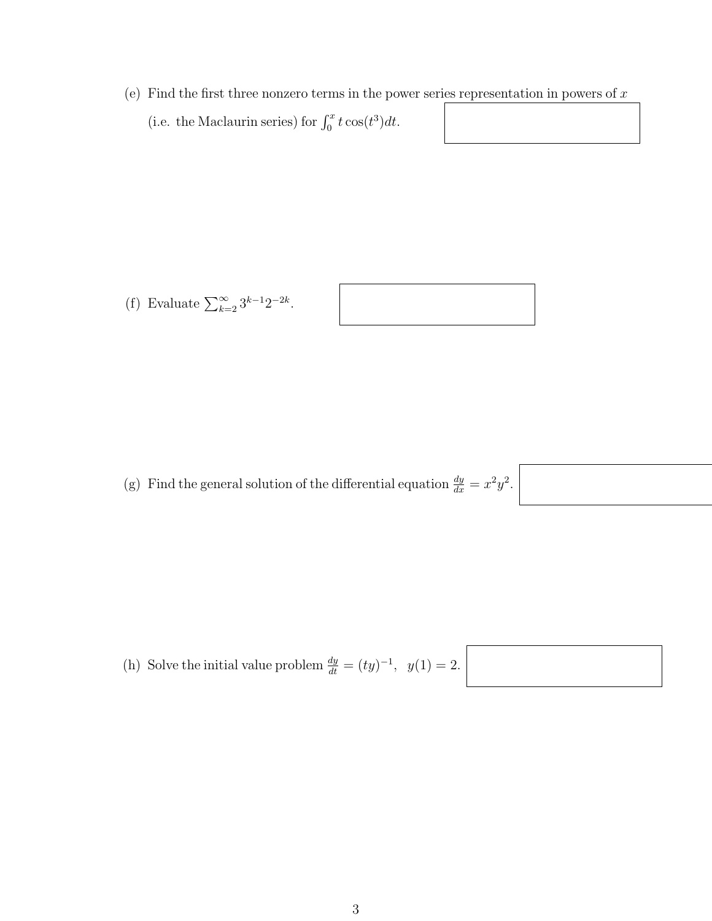(e) Find the first three nonzero terms in the power series representation in powers of $x$ (i.e. the Maclaurin series) for $\int_0^x t\cos(t^3)dt$.

(f) Evaluate $\sum_{k=2}^{\infty} 3^{k-1}2^{-2k}$.

(g) Find the general solution of the differential equation $\frac{dy}{dx} = x^2y^2$.

(h) Solve the initial value problem $\frac{dy}{dt} = (ty)^{-1}, \quad y(1) = 2$.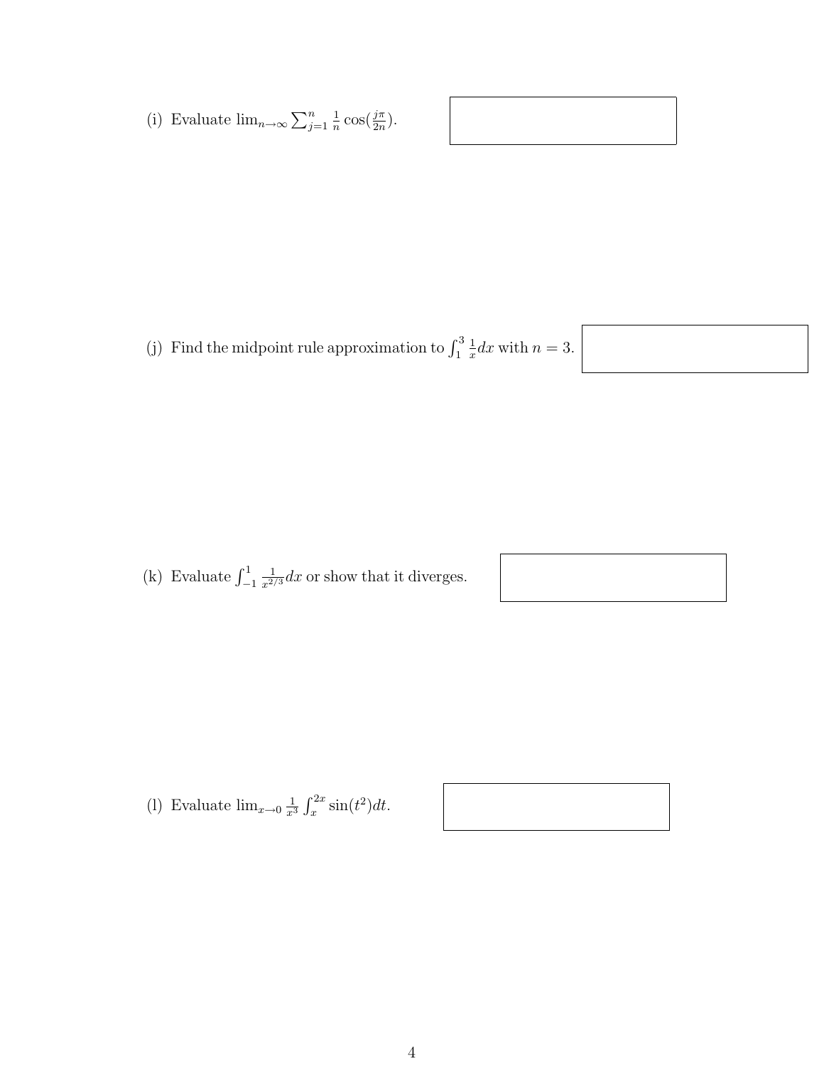(i) Evaluate $\lim_{n\to\infty} \sum_{j=1}^{n} \frac{1}{n} \cos(\frac{j\pi}{2n})$.

(j) Find the midpoint rule approximation to $\int_1^3 \frac{1}{x} dx$ with $n = 3$.

(k) Evaluate $\int_{-1}^{1} \frac{1}{x^{2/3}} dx$ or show that it diverges.

(l) Evaluate $\lim_{x\to 0} \frac{1}{x^3} \int_x^{2x} \sin(t^2) dt$.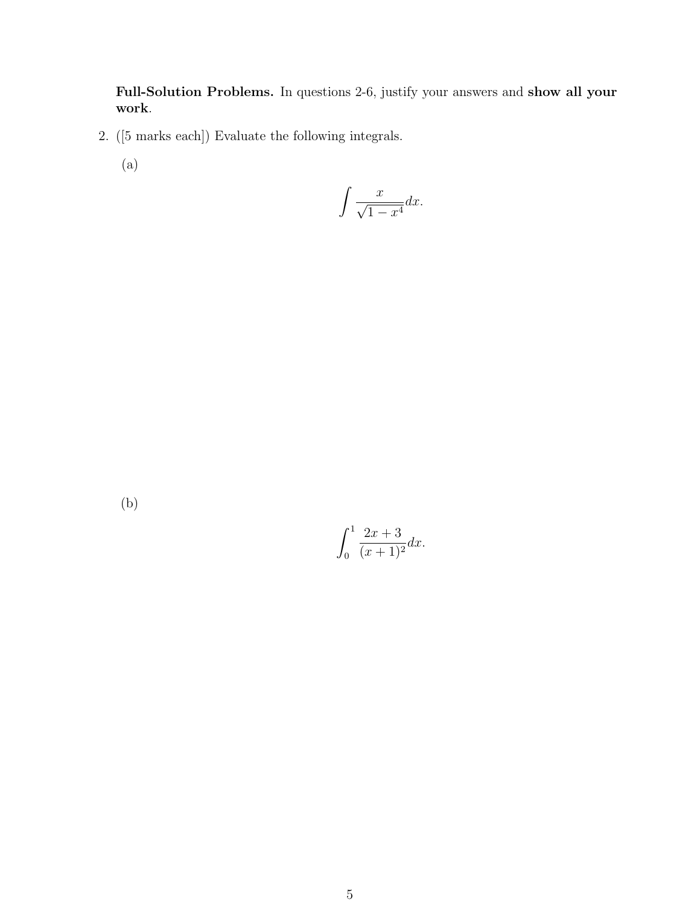**Full-Solution Problems.** In questions 2-6, justify your answers and **show all your work**.

2. ([5 marks each]) Evaluate the following integrals.

   (a)

$$\int \frac{x}{\sqrt{1-x^4}} dx.$$

   (b)

$$\int_0^1 \frac{2x+3}{(x+1)^2} dx.$$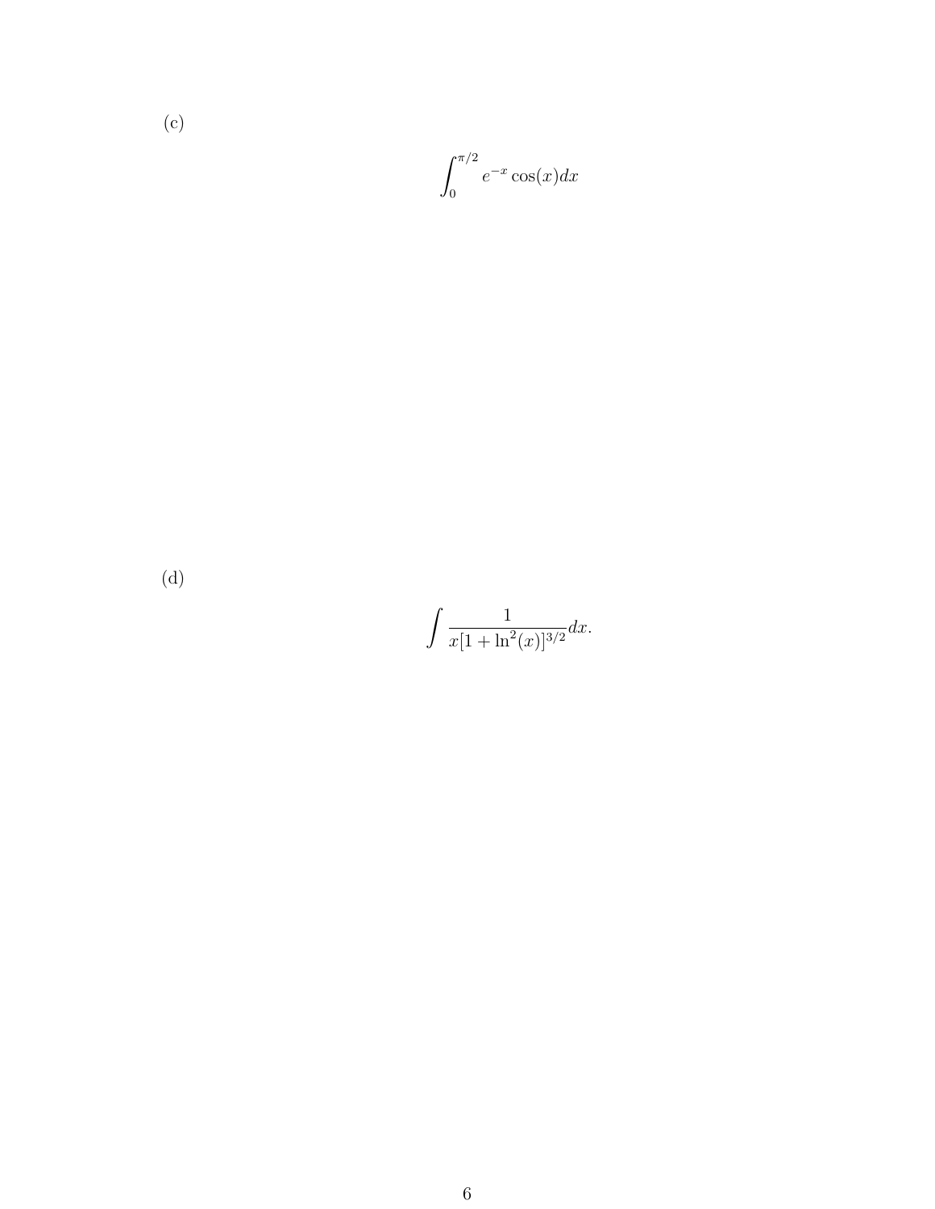(c)

$$\int_0^{\pi/2} e^{-x} \cos(x) dx$$

(d)

$$\int \frac{1}{x[1 + \ln^2(x)]^{3/2}} dx.$$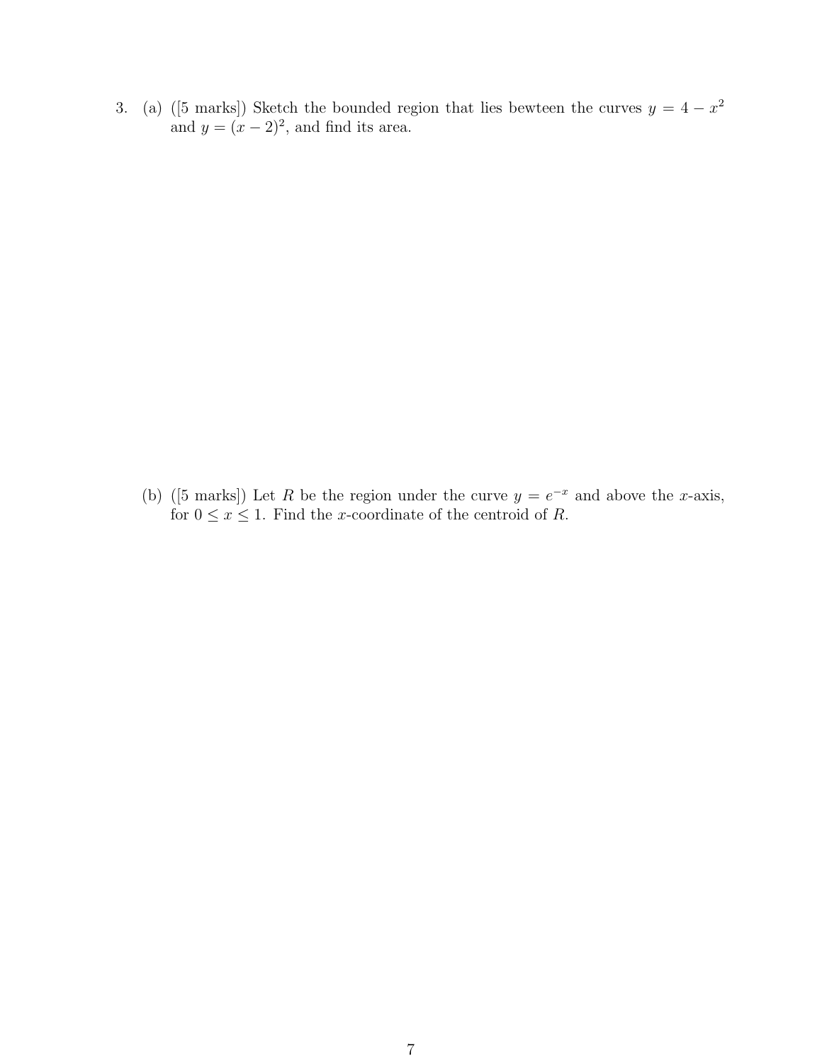3. (a) ([5 marks]) Sketch the bounded region that lies bewteen the curves $y = 4 - x^2$ and $y = (x - 2)^2$, and find its area.

   (b) ([5 marks]) Let $R$ be the region under the curve $y = e^{-x}$ and above the $x$-axis, for $0 \leq x \leq 1$. Find the $x$-coordinate of the centroid of $R$.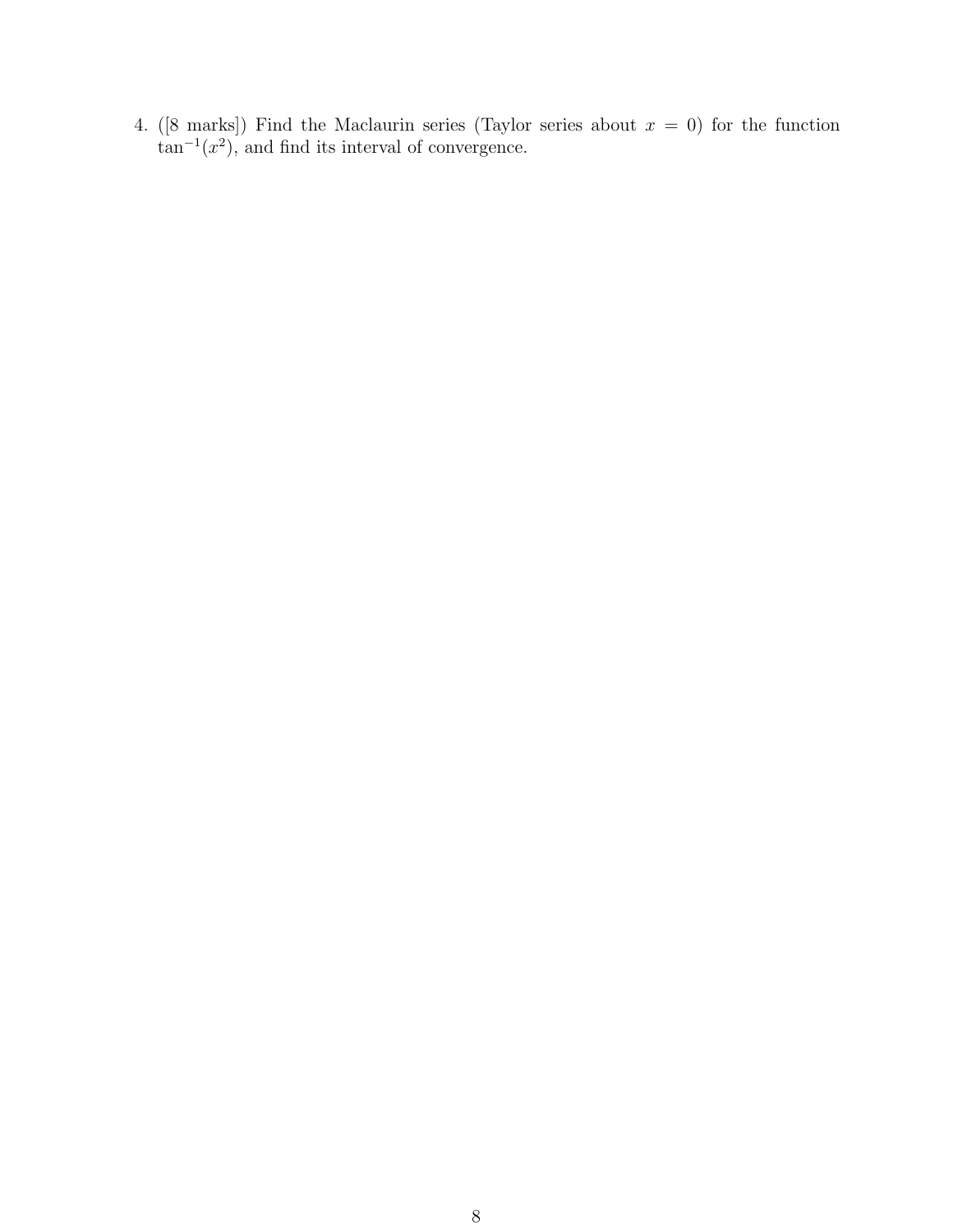4. ([8 marks]) Find the Maclaurin series (Taylor series about $x = 0$) for the function $\tan^{-1}(x^2)$, and find its interval of convergence.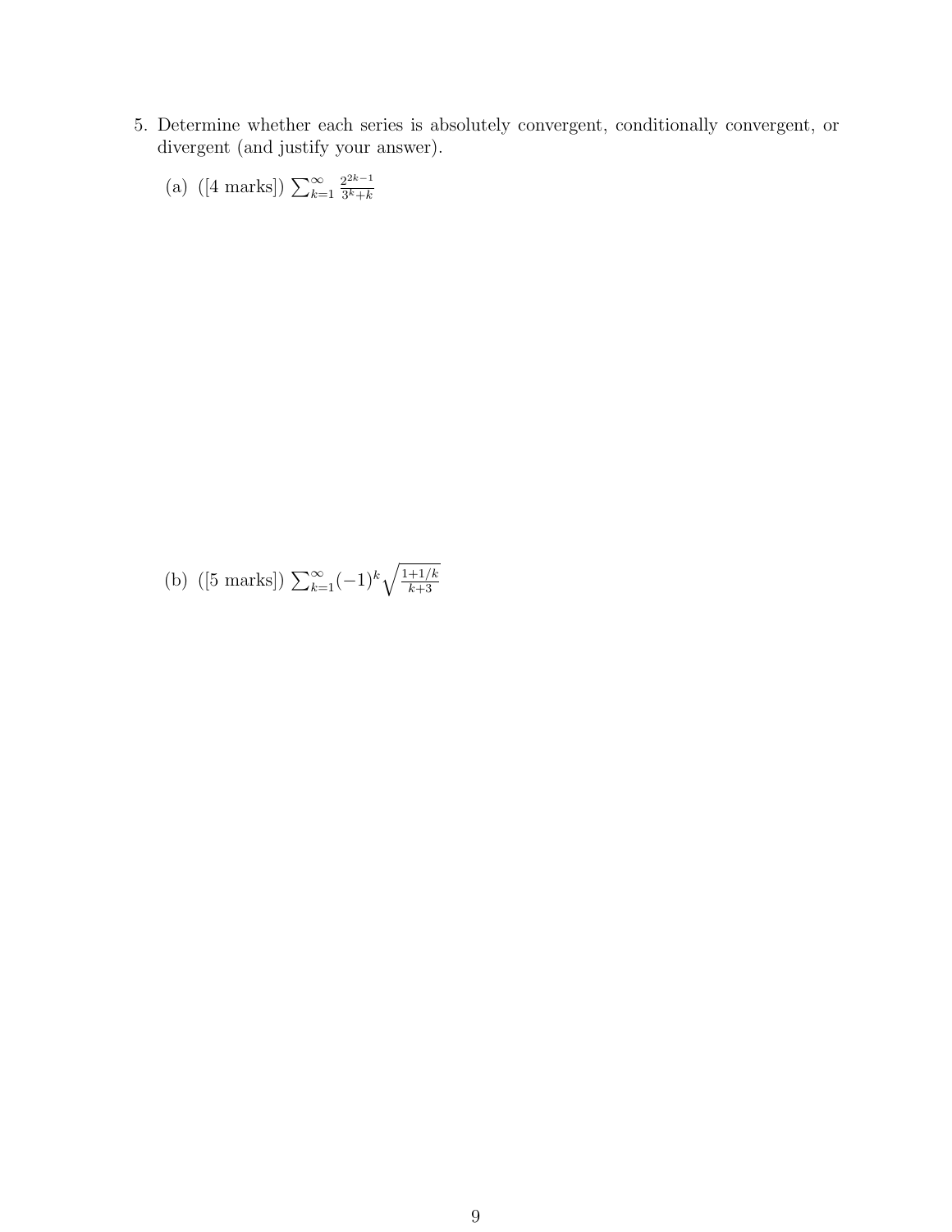5. Determine whether each series is absolutely convergent, conditionally convergent, or divergent (and justify your answer).

   (a) ([4 marks]) $\sum_{k=1}^{\infty} \frac{2^{2k-1}}{3^k+k}$

   (b) ([5 marks]) $\sum_{k=1}^{\infty}(-1)^k\sqrt{\frac{1+1/k}{k+3}}$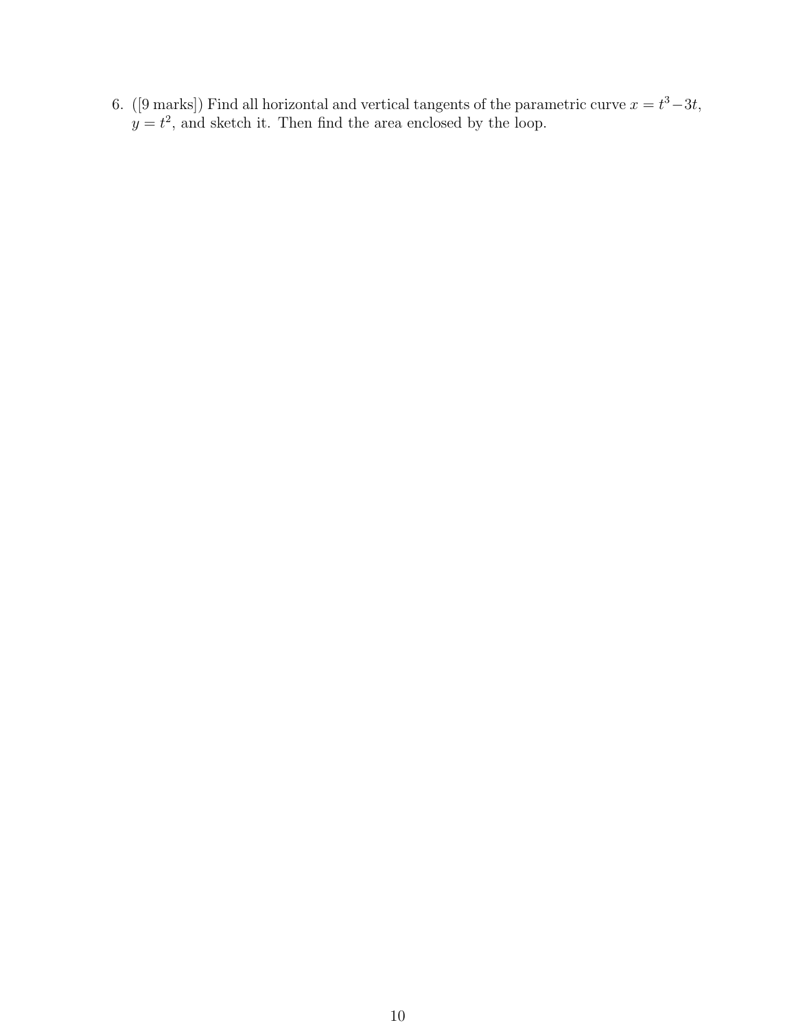6. ([9 marks]) Find all horizontal and vertical tangents of the parametric curve $x = t^3 - 3t$, $y = t^2$, and sketch it. Then find the area enclosed by the loop.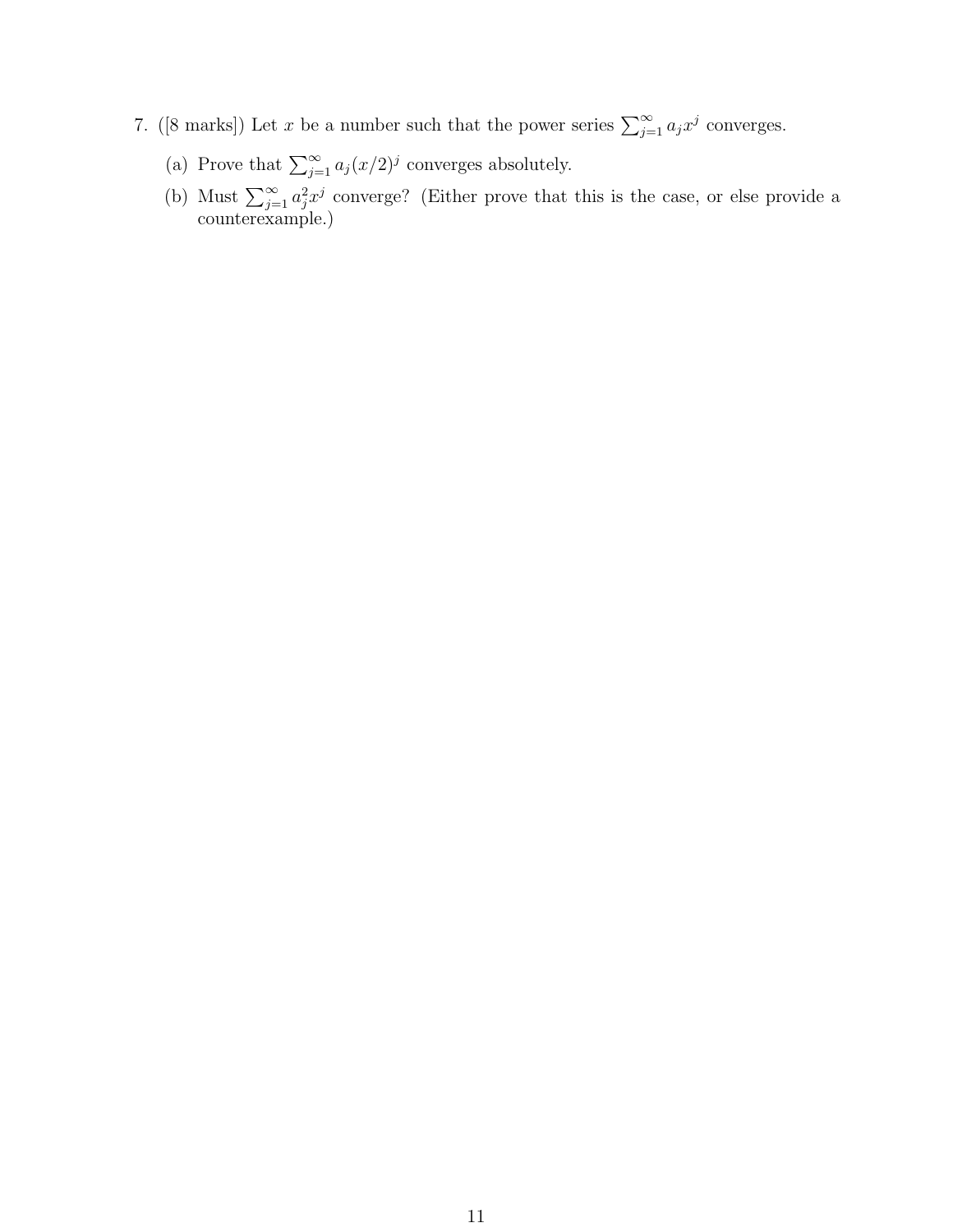7. ([8 marks]) Let $x$ be a number such that the power series $\sum_{j=1}^{\infty} a_j x^j$ converges.

   (a) Prove that $\sum_{j=1}^{\infty} a_j (x/2)^j$ converges absolutely.

   (b) Must $\sum_{j=1}^{\infty} a_j^2 x^j$ converge? (Either prove that this is the case, or else provide a counterexample.)